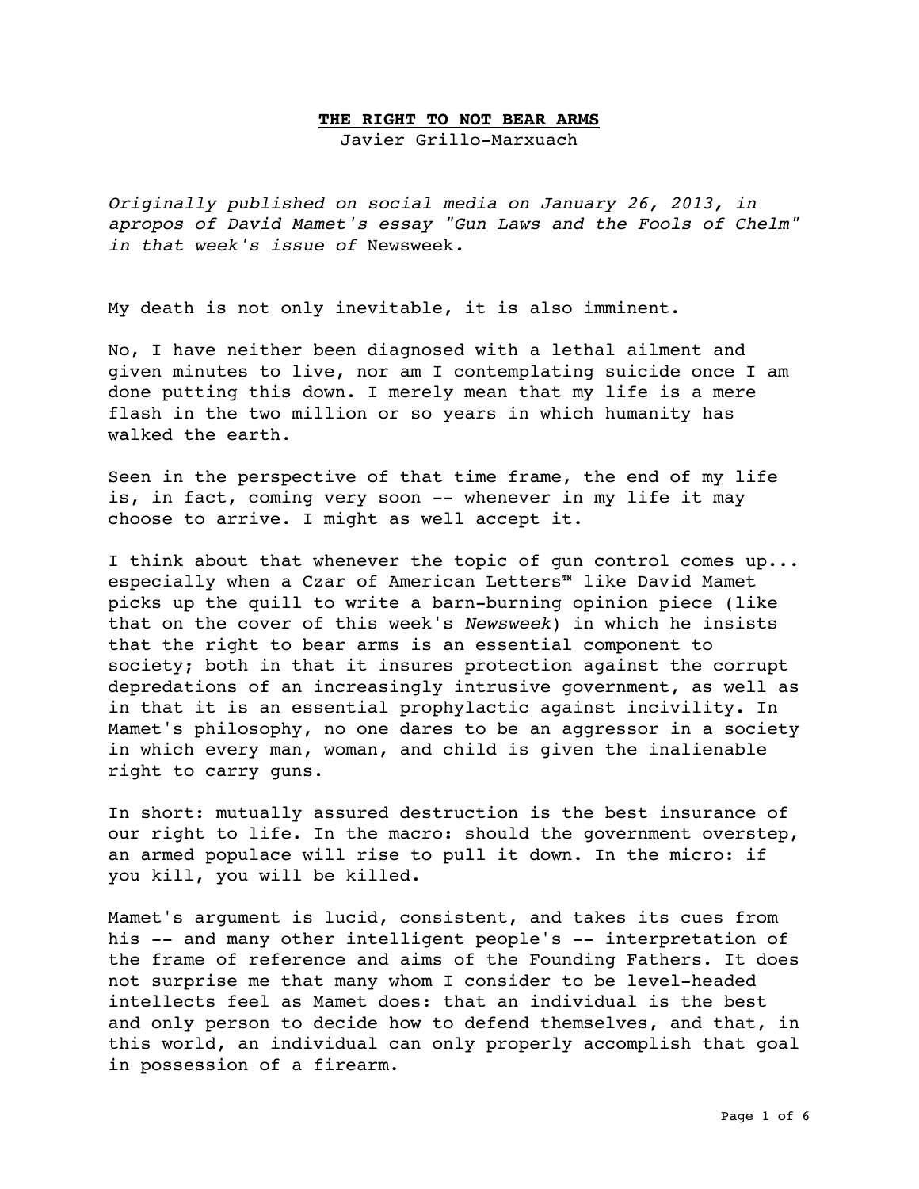# THE RIGHT TO NOT BEAR ARMS

Javier Grillo-Marxuach

*Originally published on social media on January 26, 2013, in apropos of David Mamet's essay "Gun Laws and the Fools of Chelm" in that week's issue of* Newsweek*.*

My death is not only inevitable, it is also imminent.

No, I have neither been diagnosed with a lethal ailment and given minutes to live, nor am I contemplating suicide once I am done putting this down. I merely mean that my life is a mere flash in the two million or so years in which humanity has walked the earth.

Seen in the perspective of that time frame, the end of my life is, in fact, coming very soon -- whenever in my life it may choose to arrive. I might as well accept it.

I think about that whenever the topic of gun control comes up... especially when a Czar of American Letters™ like David Mamet picks up the quill to write a barn-burning opinion piece (like that on the cover of this week's *Newsweek*) in which he insists that the right to bear arms is an essential component to society; both in that it insures protection against the corrupt depredations of an increasingly intrusive government, as well as in that it is an essential prophylactic against incivility. In Mamet's philosophy, no one dares to be an aggressor in a society in which every man, woman, and child is given the inalienable right to carry guns.

In short: mutually assured destruction is the best insurance of our right to life. In the macro: should the government overstep, an armed populace will rise to pull it down. In the micro: if you kill, you will be killed.

Mamet's argument is lucid, consistent, and takes its cues from his -- and many other intelligent people's -- interpretation of the frame of reference and aims of the Founding Fathers. It does not surprise me that many whom I consider to be level-headed intellects feel as Mamet does: that an individual is the best and only person to decide how to defend themselves, and that, in this world, an individual can only properly accomplish that goal in possession of a firearm.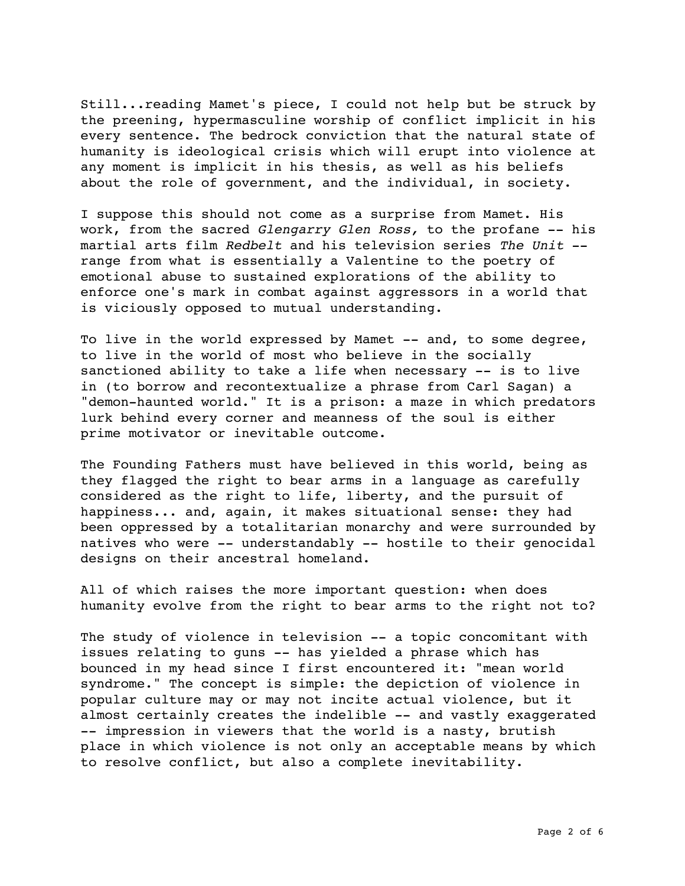Still...reading Mamet's piece, I could not help but be struck by the preening, hypermasculine worship of conflict implicit in his every sentence. The bedrock conviction that the natural state of humanity is ideological crisis which will erupt into violence at any moment is implicit in his thesis, as well as his beliefs about the role of government, and the individual, in society.

I suppose this should not come as a surprise from Mamet. His work, from the sacred *Glengarry Glen Ross,* to the profane -- his martial arts film *Redbelt* and his television series *The Unit* -- range from what is essentially a Valentine to the poetry of emotional abuse to sustained explorations of the ability to enforce one's mark in combat against aggressors in a world that is viciously opposed to mutual understanding.

To live in the world expressed by Mamet -- and, to some degree, to live in the world of most who believe in the socially sanctioned ability to take a life when necessary -- is to live in (to borrow and recontextualize a phrase from Carl Sagan) a "demon-haunted world." It is a prison: a maze in which predators lurk behind every corner and meanness of the soul is either prime motivator or inevitable outcome.

The Founding Fathers must have believed in this world, being as they flagged the right to bear arms in a language as carefully considered as the right to life, liberty, and the pursuit of happiness... and, again, it makes situational sense: they had been oppressed by a totalitarian monarchy and were surrounded by natives who were -- understandably -- hostile to their genocidal designs on their ancestral homeland.

All of which raises the more important question: when does humanity evolve from the right to bear arms to the right not to?

The study of violence in television -- a topic concomitant with issues relating to guns -- has yielded a phrase which has bounced in my head since I first encountered it: "mean world syndrome." The concept is simple: the depiction of violence in popular culture may or may not incite actual violence, but it almost certainly creates the indelible -- and vastly exaggerated -- impression in viewers that the world is a nasty, brutish place in which violence is not only an acceptable means by which to resolve conflict, but also a complete inevitability.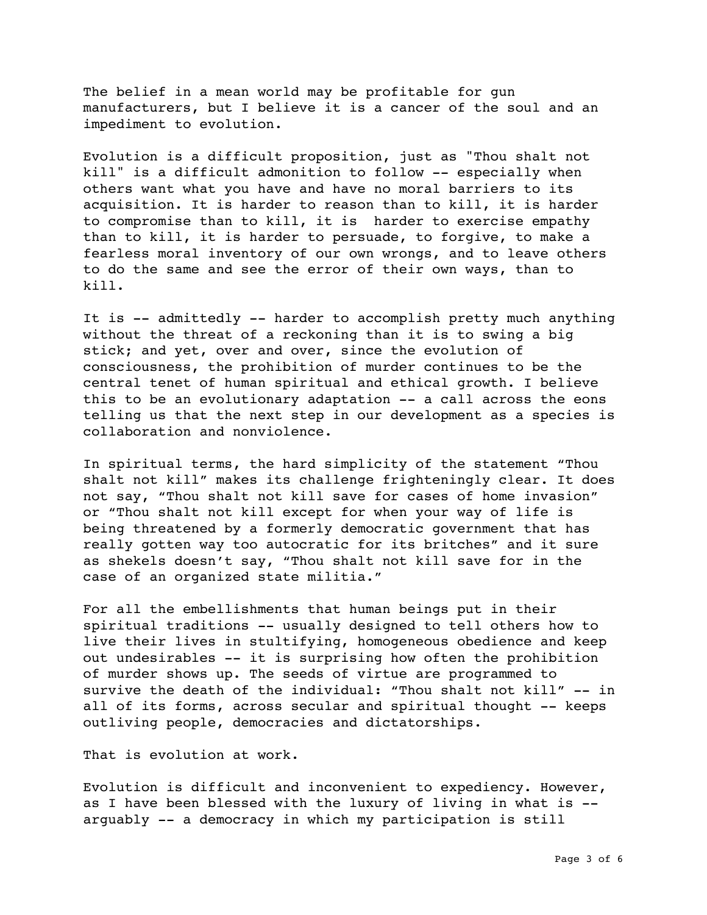The belief in a mean world may be profitable for gun manufacturers, but I believe it is a cancer of the soul and an impediment to evolution.

Evolution is a difficult proposition, just as "Thou shalt not kill" is a difficult admonition to follow -- especially when others want what you have and have no moral barriers to its acquisition. It is harder to reason than to kill, it is harder to compromise than to kill, it is  harder to exercise empathy than to kill, it is harder to persuade, to forgive, to make a fearless moral inventory of our own wrongs, and to leave others to do the same and see the error of their own ways, than to kill.

It is -- admittedly -- harder to accomplish pretty much anything without the threat of a reckoning than it is to swing a big stick; and yet, over and over, since the evolution of consciousness, the prohibition of murder continues to be the central tenet of human spiritual and ethical growth. I believe this to be an evolutionary adaptation -- a call across the eons telling us that the next step in our development as a species is collaboration and nonviolence.

In spiritual terms, the hard simplicity of the statement “Thou shalt not kill” makes its challenge frighteningly clear. It does not say, “Thou shalt not kill save for cases of home invasion” or “Thou shalt not kill except for when your way of life is being threatened by a formerly democratic government that has really gotten way too autocratic for its britches” and it sure as shekels doesn’t say, “Thou shalt not kill save for in the case of an organized state militia.”

For all the embellishments that human beings put in their spiritual traditions -- usually designed to tell others how to live their lives in stultifying, homogeneous obedience and keep out undesirables -- it is surprising how often the prohibition of murder shows up. The seeds of virtue are programmed to survive the death of the individual: “Thou shalt not kill” -- in all of its forms, across secular and spiritual thought -- keeps outliving people, democracies and dictatorships.

That is evolution at work.

Evolution is difficult and inconvenient to expediency. However, as I have been blessed with the luxury of living in what is -- arguably -- a democracy in which my participation is still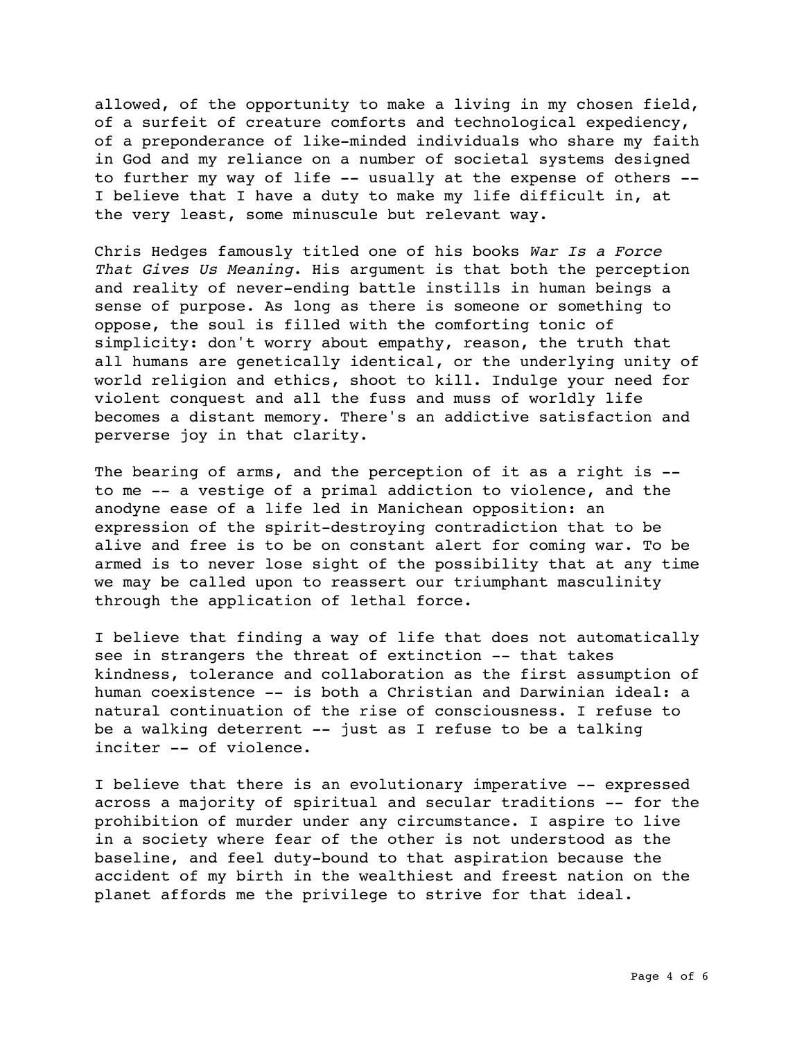allowed, of the opportunity to make a living in my chosen field, of a surfeit of creature comforts and technological expediency, of a preponderance of like-minded individuals who share my faith in God and my reliance on a number of societal systems designed to further my way of life -- usually at the expense of others -- I believe that I have a duty to make my life difficult in, at the very least, some minuscule but relevant way.

Chris Hedges famously titled one of his books *War Is a Force That Gives Us Meaning*. His argument is that both the perception and reality of never-ending battle instills in human beings a sense of purpose. As long as there is someone or something to oppose, the soul is filled with the comforting tonic of simplicity: don't worry about empathy, reason, the truth that all humans are genetically identical, or the underlying unity of world religion and ethics, shoot to kill. Indulge your need for violent conquest and all the fuss and muss of worldly life becomes a distant memory. There's an addictive satisfaction and perverse joy in that clarity.

The bearing of arms, and the perception of it as a right is -- to me -- a vestige of a primal addiction to violence, and the anodyne ease of a life led in Manichean opposition: an expression of the spirit-destroying contradiction that to be alive and free is to be on constant alert for coming war. To be armed is to never lose sight of the possibility that at any time we may be called upon to reassert our triumphant masculinity through the application of lethal force.

I believe that finding a way of life that does not automatically see in strangers the threat of extinction -- that takes kindness, tolerance and collaboration as the first assumption of human coexistence -- is both a Christian and Darwinian ideal: a natural continuation of the rise of consciousness. I refuse to be a walking deterrent -- just as I refuse to be a talking inciter -- of violence.

I believe that there is an evolutionary imperative -- expressed across a majority of spiritual and secular traditions -- for the prohibition of murder under any circumstance. I aspire to live in a society where fear of the other is not understood as the baseline, and feel duty-bound to that aspiration because the accident of my birth in the wealthiest and freest nation on the planet affords me the privilege to strive for that ideal.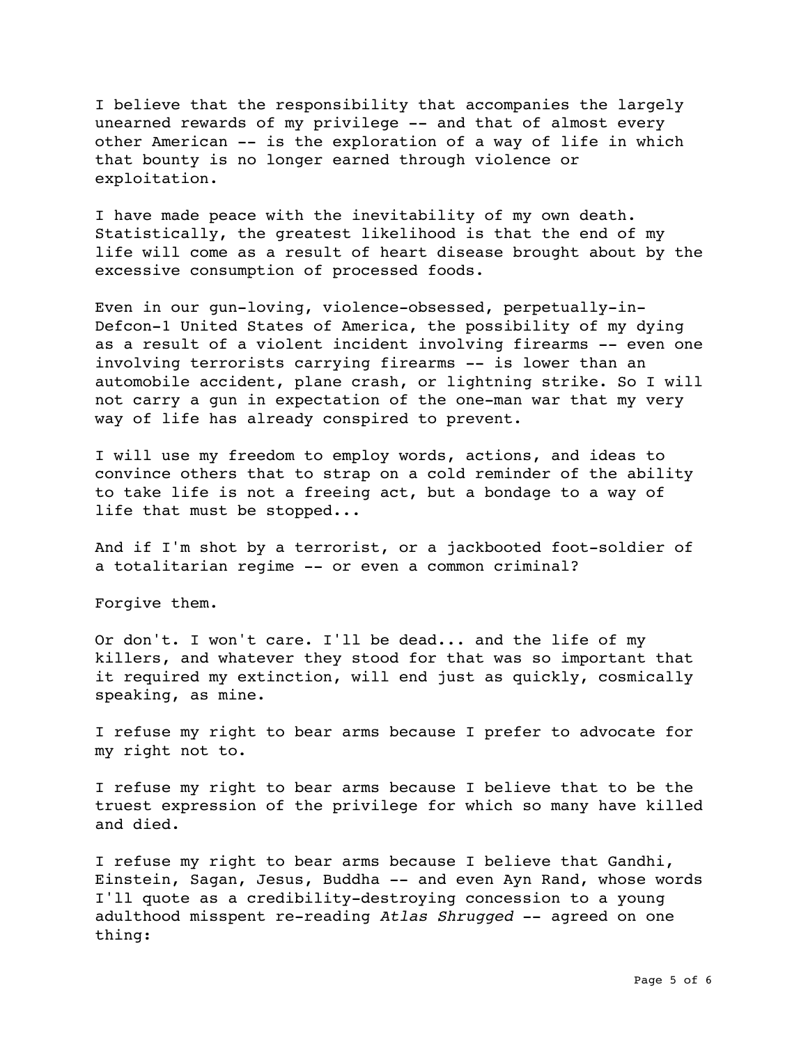I believe that the responsibility that accompanies the largely unearned rewards of my privilege -- and that of almost every other American -- is the exploration of a way of life in which that bounty is no longer earned through violence or exploitation.

I have made peace with the inevitability of my own death. Statistically, the greatest likelihood is that the end of my life will come as a result of heart disease brought about by the excessive consumption of processed foods.

Even in our gun-loving, violence-obsessed, perpetually-in-Defcon-1 United States of America, the possibility of my dying as a result of a violent incident involving firearms -- even one involving terrorists carrying firearms -- is lower than an automobile accident, plane crash, or lightning strike. So I will not carry a gun in expectation of the one-man war that my very way of life has already conspired to prevent.

I will use my freedom to employ words, actions, and ideas to convince others that to strap on a cold reminder of the ability to take life is not a freeing act, but a bondage to a way of life that must be stopped...

And if I'm shot by a terrorist, or a jackbooted foot-soldier of a totalitarian regime -- or even a common criminal?

Forgive them.

Or don't. I won't care. I'll be dead... and the life of my killers, and whatever they stood for that was so important that it required my extinction, will end just as quickly, cosmically speaking, as mine.

I refuse my right to bear arms because I prefer to advocate for my right not to.

I refuse my right to bear arms because I believe that to be the truest expression of the privilege for which so many have killed and died.

I refuse my right to bear arms because I believe that Gandhi, Einstein, Sagan, Jesus, Buddha -- and even Ayn Rand, whose words I'll quote as a credibility-destroying concession to a young adulthood misspent re-reading *Atlas Shrugged* -- agreed on one thing: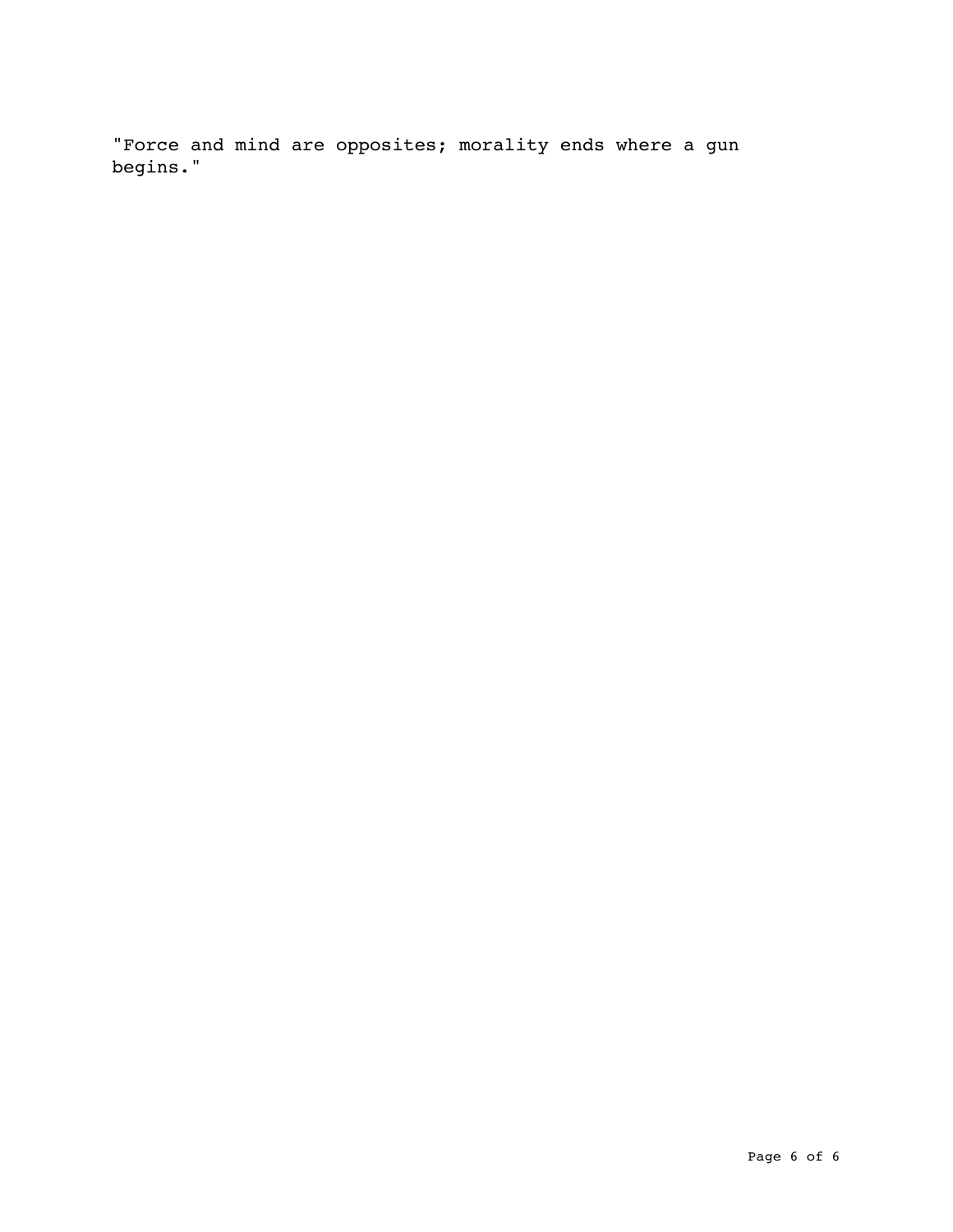"Force and mind are opposites; morality ends where a gun begins."